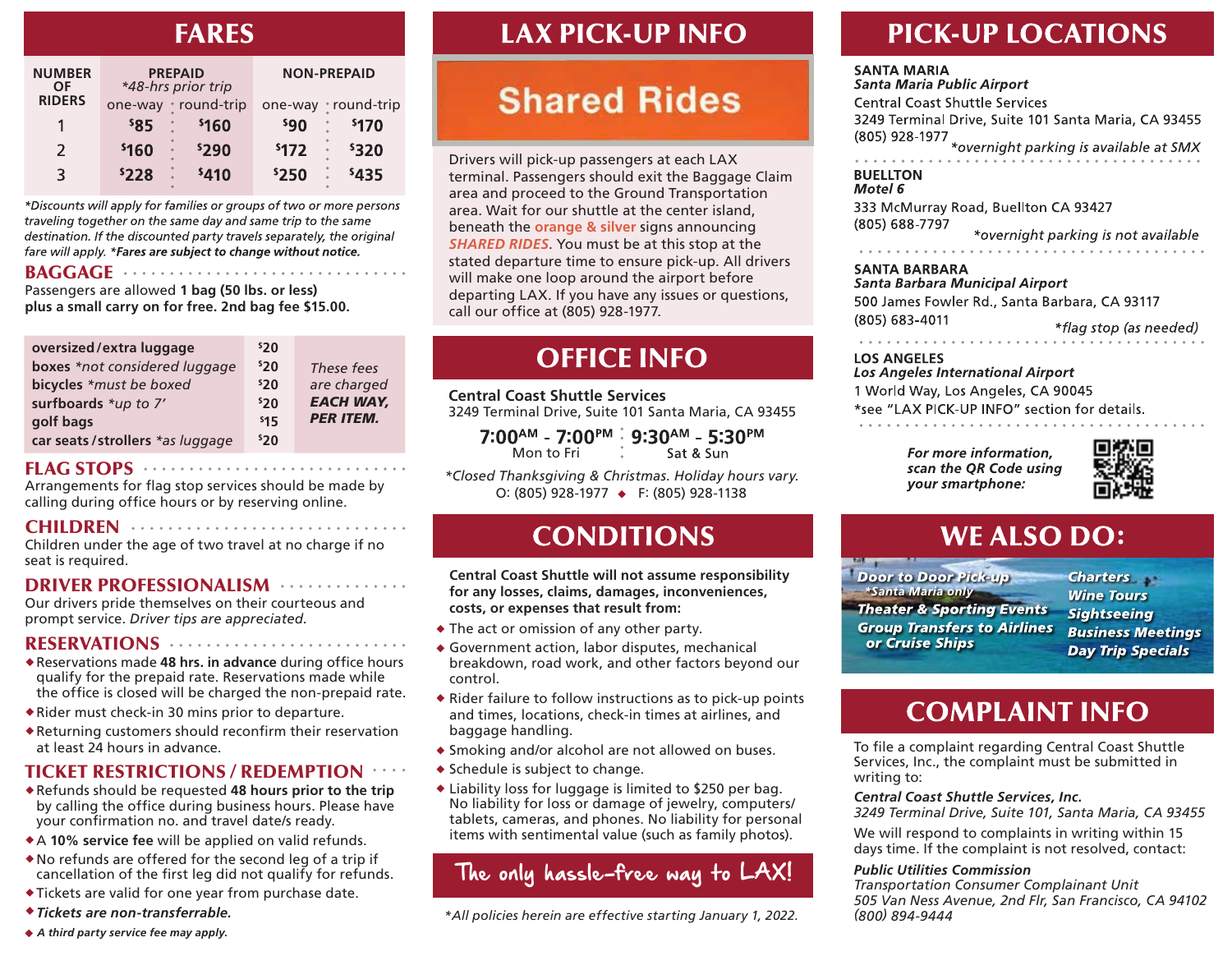## FARES

| NUMBER OF RIDERS | PREPAID *48-hrs prior trip* one-way | round-trip | NON-PREPAID one-way | round-trip |
|---|---|---|---|---|
| 1 | $85 | $160 | $90 | $170 |
| 2 | $160 | $290 | $172 | $320 |
| 3 | $228 | $410 | $250 | $435 |

*\*Discounts will apply for families or groups of two or more persons traveling together on the same day and same trip to the same destination. If the discounted party travels separately, the original fare will apply.* ***\*Fares are subject to change without notice.***

### BAGGAGE

Passengers are allowed **1 bag (50 lbs. or less) plus a small carry on for free. 2nd bag fee $15.00.**

| Item | Fee | |
|---|---|---|
| **oversized/extra luggage** | $20 | *These fees are charged* ***EACH WAY, PER ITEM.*** |
| **boxes** *\*not considered luggage* | $20 | |
| **bicycles** *\*must be boxed* | $20 | |
| **surfboards** *\*up to 7'* | $20 | |
| **golf bags** | $15 | |
| **car seats/strollers** *\*as luggage* | $20 | |

### FLAG STOPS

Arrangements for flag stop services should be made by calling during office hours or by reserving online.

### CHILDREN

Children under the age of two travel at no charge if no seat is required.

### DRIVER PROFESSIONALISM

Our drivers pride themselves on their courteous and prompt service. *Driver tips are appreciated.*

### RESERVATIONS

- Reservations made **48 hrs. in advance** during office hours qualify for the prepaid rate. Reservations made while the office is closed will be charged the non-prepaid rate.
- Rider must check-in 30 mins prior to departure.
- Returning customers should reconfirm their reservation at least 24 hours in advance.

### TICKET RESTRICTIONS / REDEMPTION

- Refunds should be requested **48 hours prior to the trip** by calling the office during business hours. Please have your confirmation no. and travel date/s ready.
- A **10% service fee** will be applied on valid refunds.
- No refunds are offered for the second leg of a trip if cancellation of the first leg did not qualify for refunds.
- Tickets are valid for one year from purchase date.
- ***Tickets are non-transferrable.***
- ***A third party service fee may apply.***

## LAX PICK-UP INFO

### Shared Rides

Drivers will pick-up passengers at each LAX terminal. Passengers should exit the Baggage Claim area and proceed to the Ground Transportation area. Wait for our shuttle at the center island, beneath the **orange & silver** signs announcing ***SHARED RIDES***. You must be at this stop at the stated departure time to ensure pick-up. All drivers will make one loop around the airport before departing LAX. If you have any issues or questions, call our office at (805) 928-1977.

## OFFICE INFO

**Central Coast Shuttle Services**
3249 Terminal Drive, Suite 101 Santa Maria, CA 93455

**7:00AM - 7:00PM** Mon to Fri | **9:30AM - 5:30PM** Sat & Sun

*\*Closed Thanksgiving & Christmas. Holiday hours vary.*
O: (805) 928-1977 ◆ F: (805) 928-1138

## CONDITIONS

**Central Coast Shuttle will not assume responsibility for any losses, claims, damages, inconveniences, costs, or expenses that result from:**

- The act or omission of any other party.
- Government action, labor disputes, mechanical breakdown, road work, and other factors beyond our control.
- Rider failure to follow instructions as to pick-up points and times, locations, check-in times at airlines, and baggage handling.
- Smoking and/or alcohol are not allowed on buses.
- Schedule is subject to change.
- Liability loss for luggage is limited to $250 per bag. No liability for loss or damage of jewelry, computers/ tablets, cameras, and phones. No liability for personal items with sentimental value (such as family photos).

**The only hassle-free way to LAX!**

*\*All policies herein are effective starting January 1, 2022.*

## PICK-UP LOCATIONS

**SANTA MARIA**
***Santa Maria Public Airport***
Central Coast Shuttle Services
3249 Terminal Drive, Suite 101 Santa Maria, CA 93455
(805) 928-1977
*\*overnight parking is available at SMX*

**BUELLTON**
***Motel 6***
333 McMurray Road, Buellton CA 93427
(805) 688-7797
*\*overnight parking is not available*

**SANTA BARBARA**
***Santa Barbara Municipal Airport***
500 James Fowler Rd., Santa Barbara, CA 93117
(805) 683-4011
*\*flag stop (as needed)*

**LOS ANGELES**
***Los Angeles International Airport***
1 World Way, Los Angeles, CA 90045
\*see "LAX PICK-UP INFO" section for details.

***For more information, scan the QR Code using your smartphone:***

## WE ALSO DO:

- Door to Door Pick-up *\*Santa Maria only*
- Theater & Sporting Events
- Group Transfers to Airlines or Cruise Ships
- Charters
- Wine Tours
- Sightseeing
- Business Meetings
- Day Trip Specials

## COMPLAINT INFO

To file a complaint regarding Central Coast Shuttle Services, Inc., the complaint must be submitted in writing to:

***Central Coast Shuttle Services, Inc.***
*3249 Terminal Drive, Suite 101, Santa Maria, CA 93455*

We will respond to complaints in writing within 15 days time. If the complaint is not resolved, contact:

***Public Utilities Commission***
*Transportation Consumer Complainant Unit*
*505 Van Ness Avenue, 2nd Flr, San Francisco, CA 94102*
*(800) 894-9444*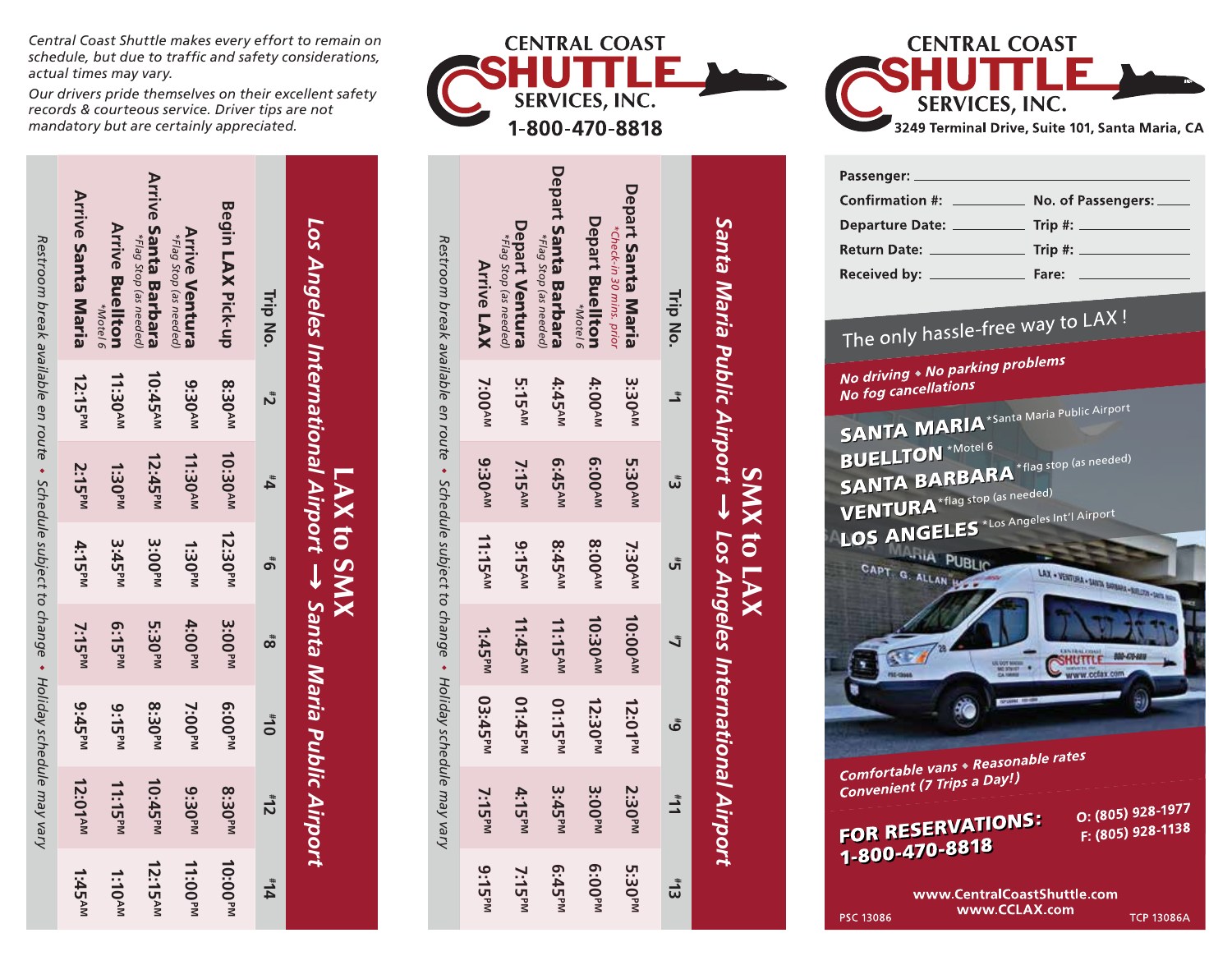*Central Coast Shuttle makes every effort to remain on schedule, but due to traffic and safety considerations, actual times may vary.*

*Our drivers pride themselves on their excellent safety records & courteous service. Driver tips are not mandatory but are certainly appreciated.*

## LAX to SMX

*Los Angeles International Airport → Santa Maria Public Airport*

| Trip No. | #2 | #4 | #6 | #8 | #10 | #12 | #14 |
|---|---|---|---|---|---|---|---|
| **Begin LAX Pick-up** | 8:30AM | 10:30AM | 12:30PM | 3:00PM | 6:00PM | 8:30PM | 10:00PM |
| **Arrive Ventura** *\*Flag Stop (as needed)* | 9:30AM | 11:30AM | 1:30PM | 4:00PM | 7:00PM | 9:30PM | 11:00PM |
| **Arrive Santa Barbara** *\*Flag Stop (as needed)* | 10:45AM | 12:45PM | 3:00PM | 5:30PM | 8:30PM | 10:45PM | 12:15AM |
| **Arrive Buellton** *\*Motel 6* | 11:30AM | 1:30PM | 3:45PM | 6:15PM | 9:15PM | 11:15PM | 1:10AM |
| **Arrive Santa Maria** | 12:15PM | 2:15PM | 4:15PM | 7:15PM | 9:45PM | 12:01AM | 1:45AM |

Restroom break available en route • Schedule subject to change • Holiday schedule may vary

# CENTRAL COAST SHUTTLE SERVICES, INC.

**1-800-470-8818**

## SMX to LAX

*Santa Maria Public Airport → Los Angeles International Airport*

| Trip No. | #1 | #3 | #5 | #7 | #9 | #11 | #13 |
|---|---|---|---|---|---|---|---|
| **Depart Santa Maria** *\*Check-in 30 mins. prior* | 3:30AM | 5:30AM | 7:30AM | 10:00AM | 12:01PM | 2:30PM | 5:30PM |
| **Depart Buellton** *\*Motel 6* | 4:00AM | 6:00AM | 8:00AM | 10:30AM | 12:30PM | 3:00PM | 6:00PM |
| **Depart Santa Barbara** *\*Flag Stop (as needed)* | 4:45AM | 6:45AM | 8:45AM | 11:15AM | 01:15PM | 3:45PM | 6:45PM |
| **Depart Ventura** *\*Flag Stop (as needed)* | 5:15AM | 7:15AM | 9:15AM | 11:45AM | 01:45PM | 4:15PM | 7:15PM |
| **Arrive LAX** | 7:00AM | 9:30AM | 11:15AM | 1:45PM | 03:45PM | 7:15PM | 9:15PM |

Restroom break available en route • Schedule subject to change • Holiday schedule may vary

# CENTRAL COAST SHUTTLE SERVICES, INC.

**3249 Terminal Drive, Suite 101, Santa Maria, CA**

**Passenger:** ______________________

**Confirmation #:** __________ **No. of Passengers:** ______

**Departure Date:** __________ **Trip #:** __________

**Return Date:** __________ **Trip #:** __________

**Received by:** __________ **Fare:** __________

## The only hassle-free way to LAX !

*No driving • No parking problems*
*No fog cancellations*

**SANTA MARIA** \*Santa Maria Public Airport
**BUELLTON** \*Motel 6
**SANTA BARBARA** \*flag stop (as needed)
**VENTURA** \*flag stop (as needed)
**LOS ANGELES** \*Los Angeles Int'l Airport

*Comfortable vans • Reasonable rates*
*Convenient (7 Trips a Day!)*

**FOR RESERVATIONS: 1-800-470-8818**

O: (805) 928-1977
F: (805) 928-1138

www.CentralCoastShuttle.com
www.CCLAX.com

PSC 13086 TCP 13086A